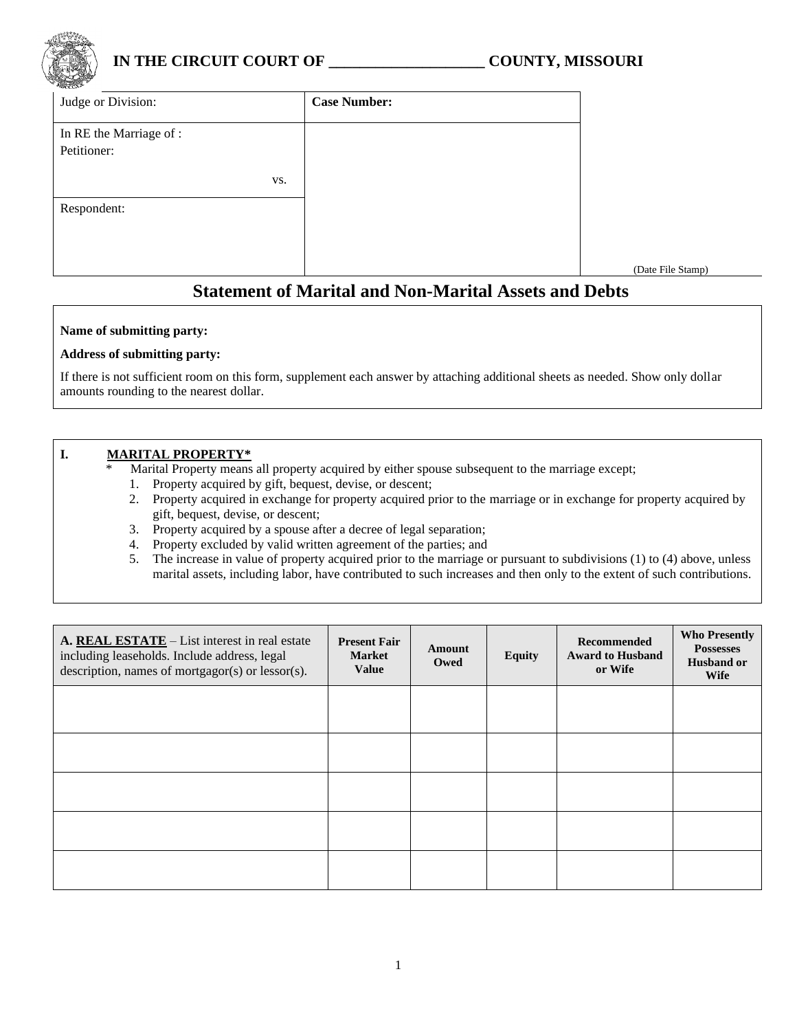**IN THE CIRCUIT COURT OF ___________________ COUNTY, MISSOURI**

| Judge or Division: | **Case Number:** | |
|---|---|---|
| In RE the Marriage of :<br>Petitioner:<br><br>vs. | | |
| Respondent: | | (Date File Stamp) |

# Statement of Marital and Non-Marital Assets and Debts

**Name of submitting party:**

**Address of submitting party:**

If there is not sufficient room on this form, supplement each answer by attaching additional sheets as needed. Show only dollar amounts rounding to the nearest dollar.

## I. MARITAL PROPERTY*

\* Marital Property means all property acquired by either spouse subsequent to the marriage except;

1. Property acquired by gift, bequest, devise, or descent;
2. Property acquired in exchange for property acquired prior to the marriage or in exchange for property acquired by gift, bequest, devise, or descent;
3. Property acquired by a spouse after a decree of legal separation;
4. Property excluded by valid written agreement of the parties; and
5. The increase in value of property acquired prior to the marriage or pursuant to subdivisions (1) to (4) above, unless marital assets, including labor, have contributed to such increases and then only to the extent of such contributions.

| **A. REAL ESTATE** – List interest in real estate including leaseholds. Include address, legal description, names of mortgagor(s) or lessor(s). | **Present Fair Market Value** | **Amount Owed** | **Equity** | **Recommended Award to Husband or Wife** | **Who Presently Possesses Husband or Wife** |
|---|---|---|---|---|---|
| | | | | | |
| | | | | | |
| | | | | | |
| | | | | | |
| | | | | | |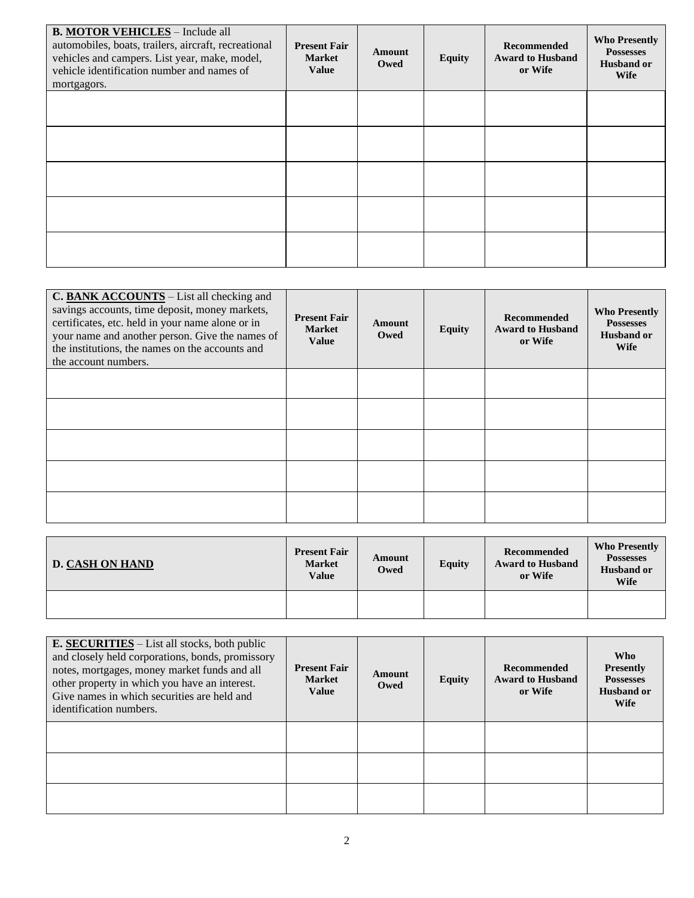| **B. MOTOR VEHICLES** – Include all automobiles, boats, trailers, aircraft, recreational vehicles and campers. List year, make, model, vehicle identification number and names of mortgagors. | **Present Fair Market Value** | **Amount Owed** | **Equity** | **Recommended Award to Husband or Wife** | **Who Presently Possesses Husband or Wife** |
|---|---|---|---|---|---|
| | | | | | |
| | | | | | |
| | | | | | |
| | | | | | |
| | | | | | |

| **C. BANK ACCOUNTS** – List all checking and savings accounts, time deposit, money markets, certificates, etc. held in your name alone or in your name and another person. Give the names of the institutions, the names on the accounts and the account numbers. | **Present Fair Market Value** | **Amount Owed** | **Equity** | **Recommended Award to Husband or Wife** | **Who Presently Possesses Husband or Wife** |
|---|---|---|---|---|---|
| | | | | | |
| | | | | | |
| | | | | | |
| | | | | | |
| | | | | | |

| **D. CASH ON HAND** | **Present Fair Market Value** | **Amount Owed** | **Equity** | **Recommended Award to Husband or Wife** | **Who Presently Possesses Husband or Wife** |
|---|---|---|---|---|---|
| | | | | | |

| **E. SECURITIES** – List all stocks, both public and closely held corporations, bonds, promissory notes, mortgages, money market funds and all other property in which you have an interest. Give names in which securities are held and identification numbers. | **Present Fair Market Value** | **Amount Owed** | **Equity** | **Recommended Award to Husband or Wife** | **Who Presently Possesses Husband or Wife** |
|---|---|---|---|---|---|
| | | | | | |
| | | | | | |
| | | | | | |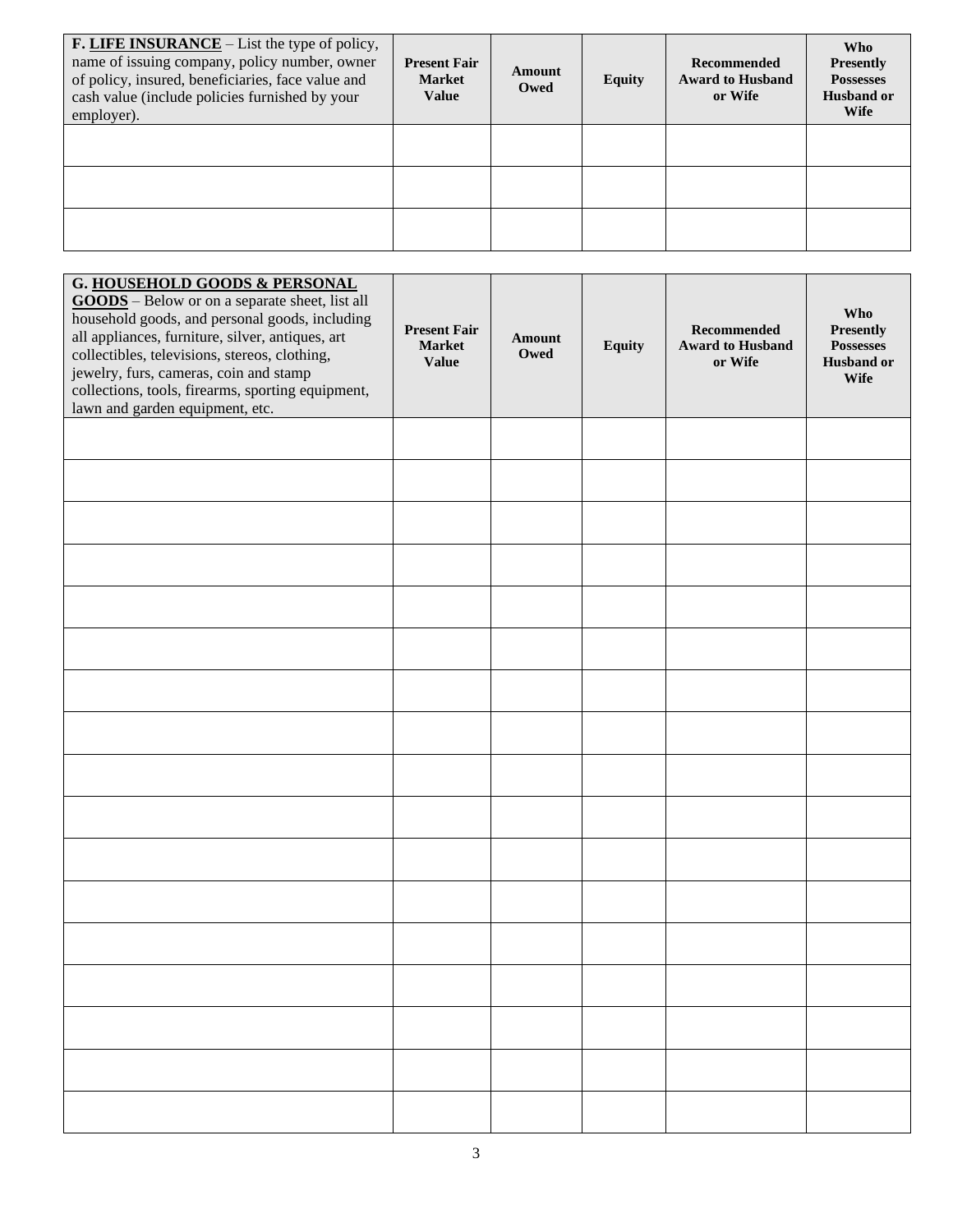| **F. <u>LIFE INSURANCE</u>** – List the type of policy, name of issuing company, policy number, owner of policy, insured, beneficiaries, face value and cash value (include policies furnished by your employer). | **Present Fair Market Value** | **Amount Owed** | **Equity** | **Recommended Award to Husband or Wife** | **Who Presently Possesses Husband or Wife** |
|---|---|---|---|---|---|
| | | | | | |
| | | | | | |
| | | | | | |

| **G. <u>HOUSEHOLD GOODS & PERSONAL GOODS</u>** – Below or on a separate sheet, list all household goods, and personal goods, including all appliances, furniture, silver, antiques, art collectibles, televisions, stereos, clothing, jewelry, furs, cameras, coin and stamp collections, tools, firearms, sporting equipment, lawn and garden equipment, etc. | **Present Fair Market Value** | **Amount Owed** | **Equity** | **Recommended Award to Husband or Wife** | **Who Presently Possesses Husband or Wife** |
|---|---|---|---|---|---|
| | | | | | |
| | | | | | |
| | | | | | |
| | | | | | |
| | | | | | |
| | | | | | |
| | | | | | |
| | | | | | |
| | | | | | |
| | | | | | |
| | | | | | |
| | | | | | |
| | | | | | |
| | | | | | |
| | | | | | |
| | | | | | |
| | | | | | |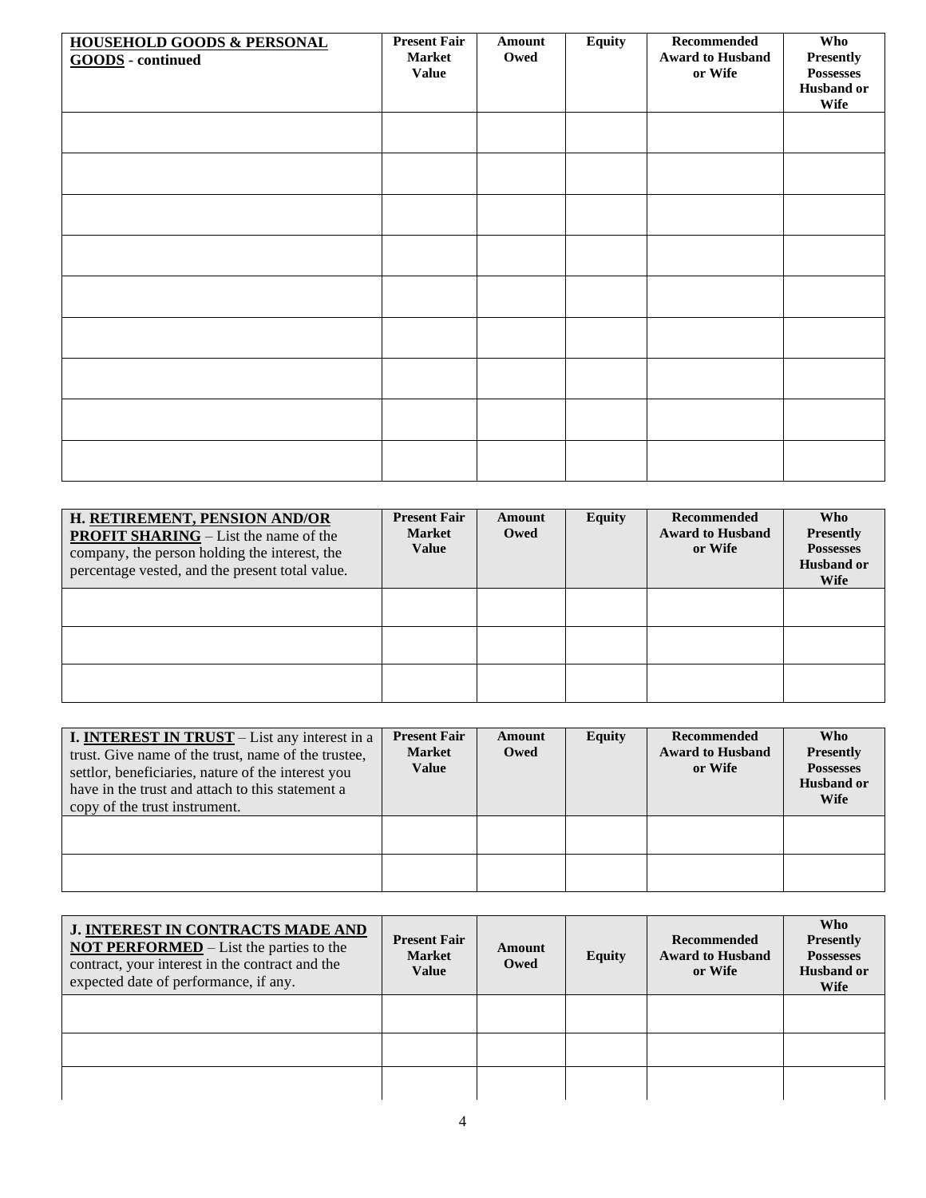| **<u>HOUSEHOLD GOODS & PERSONAL GOODS</u> - continued** | **Present Fair Market Value** | **Amount Owed** | **Equity** | **Recommended Award to Husband or Wife** | **Who Presently Possesses Husband or Wife** |
|---|---|---|---|---|---|
| | | | | | |
| | | | | | |
| | | | | | |
| | | | | | |
| | | | | | |
| | | | | | |
| | | | | | |
| | | | | | |
| | | | | | |

| **H. <u>RETIREMENT, PENSION AND/OR PROFIT SHARING</u>** – List the name of the company, the person holding the interest, the percentage vested, and the present total value. | **Present Fair Market Value** | **Amount Owed** | **Equity** | **Recommended Award to Husband or Wife** | **Who Presently Possesses Husband or Wife** |
|---|---|---|---|---|---|
| | | | | | |
| | | | | | |
| | | | | | |

| **I. <u>INTEREST IN TRUST</u>** – List any interest in a trust. Give name of the trust, name of the trustee, settlor, beneficiaries, nature of the interest you have in the trust and attach to this statement a copy of the trust instrument. | **Present Fair Market Value** | **Amount Owed** | **Equity** | **Recommended Award to Husband or Wife** | **Who Presently Possesses Husband or Wife** |
|---|---|---|---|---|---|
| | | | | | |
| | | | | | |

| **J. <u>INTEREST IN CONTRACTS MADE AND NOT PERFORMED</u>** – List the parties to the contract, your interest in the contract and the expected date of performance, if any. | **Present Fair Market Value** | **Amount Owed** | **Equity** | **Recommended Award to Husband or Wife** | **Who Presently Possesses Husband or Wife** |
|---|---|---|---|---|---|
| | | | | | |
| | | | | | |
| | | | | | |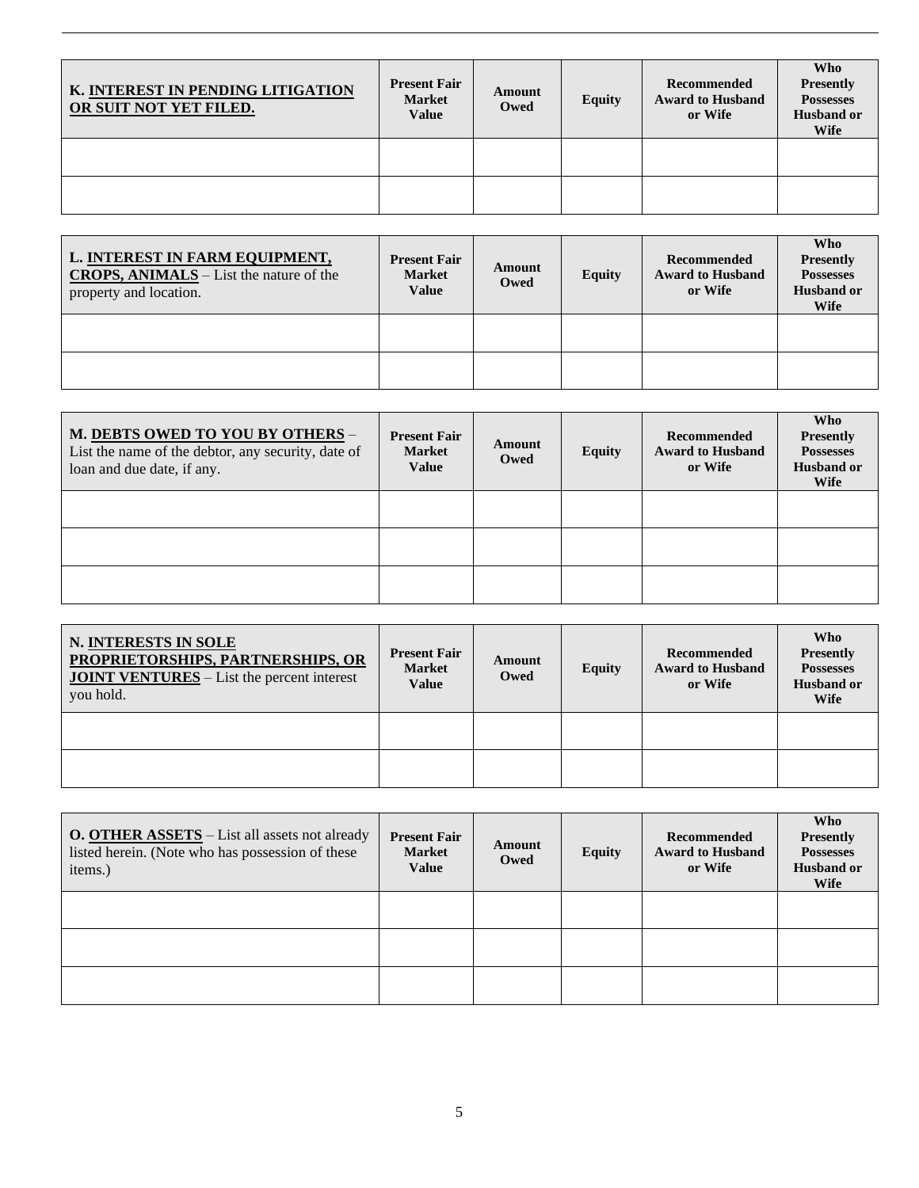| K. **INTEREST IN PENDING LITIGATION OR SUIT NOT YET FILED.** | Present Fair Market Value | Amount Owed | Equity | Recommended Award to Husband or Wife | Who Presently Possesses Husband or Wife |
| --- | --- | --- | --- | --- | --- |
| | | | | | |
| | | | | | |

| L. **INTEREST IN FARM EQUIPMENT, CROPS, ANIMALS** – List the nature of the property and location. | Present Fair Market Value | Amount Owed | Equity | Recommended Award to Husband or Wife | Who Presently Possesses Husband or Wife |
| --- | --- | --- | --- | --- | --- |
| | | | | | |
| | | | | | |

| M. **DEBTS OWED TO YOU BY OTHERS** – List the name of the debtor, any security, date of loan and due date, if any. | Present Fair Market Value | Amount Owed | Equity | Recommended Award to Husband or Wife | Who Presently Possesses Husband or Wife |
| --- | --- | --- | --- | --- | --- |
| | | | | | |
| | | | | | |
| | | | | | |

| N. **INTERESTS IN SOLE PROPRIETORSHIPS, PARTNERSHIPS, OR JOINT VENTURES** – List the percent interest you hold. | Present Fair Market Value | Amount Owed | Equity | Recommended Award to Husband or Wife | Who Presently Possesses Husband or Wife |
| --- | --- | --- | --- | --- | --- |
| | | | | | |
| | | | | | |

| O. **OTHER ASSETS** – List all assets not already listed herein. (Note who has possession of these items.) | Present Fair Market Value | Amount Owed | Equity | Recommended Award to Husband or Wife | Who Presently Possesses Husband or Wife |
| --- | --- | --- | --- | --- | --- |
| | | | | | |
| | | | | | |
| | | | | | |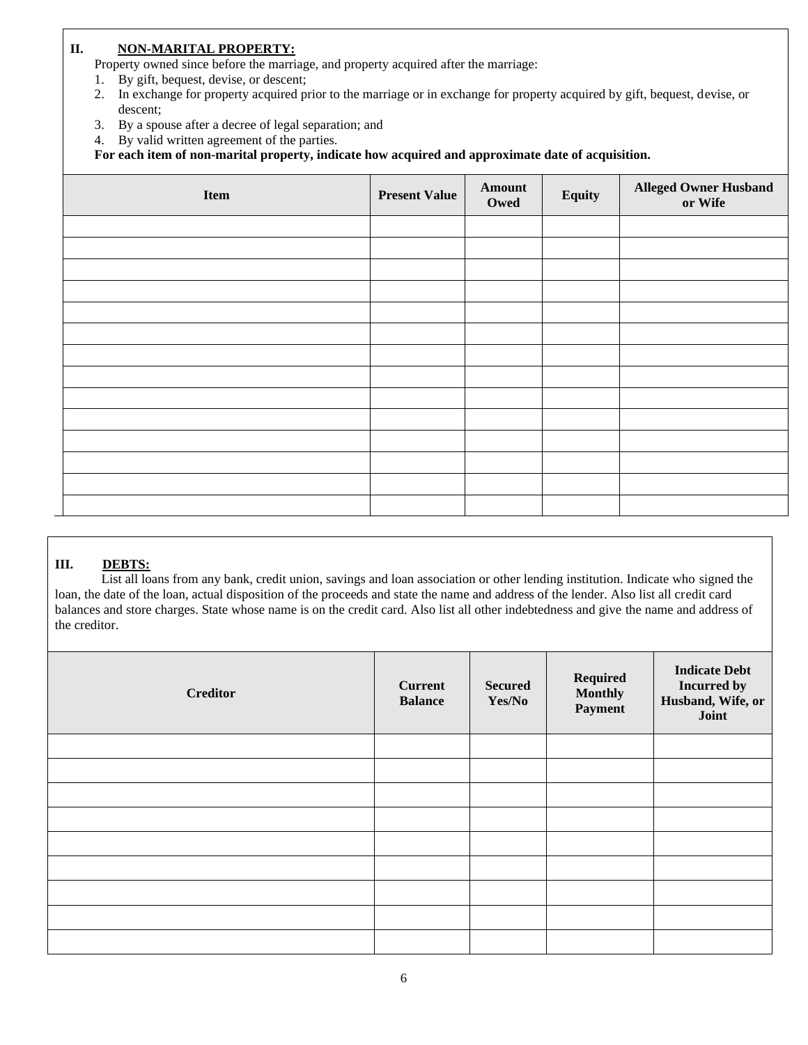## II. NON-MARITAL PROPERTY:

Property owned since before the marriage, and property acquired after the marriage:

1. By gift, bequest, devise, or descent;
2. In exchange for property acquired prior to the marriage or in exchange for property acquired by gift, bequest, devise, or descent;
3. By a spouse after a decree of legal separation; and
4. By valid written agreement of the parties.

**For each item of non-marital property, indicate how acquired and approximate date of acquisition.**

| Item | Present Value | Amount Owed | Equity | Alleged Owner Husband or Wife |
|---|---|---|---|---|
| | | | | |
| | | | | |
| | | | | |
| | | | | |
| | | | | |
| | | | | |
| | | | | |
| | | | | |
| | | | | |
| | | | | |
| | | | | |
| | | | | |
| | | | | |
| | | | | |

## III. DEBTS:

List all loans from any bank, credit union, savings and loan association or other lending institution. Indicate who signed the loan, the date of the loan, actual disposition of the proceeds and state the name and address of the lender. Also list all credit card balances and store charges. State whose name is on the credit card. Also list all other indebtedness and give the name and address of the creditor.

| Creditor | Current Balance | Secured Yes/No | Required Monthly Payment | Indicate Debt Incurred by Husband, Wife, or Joint |
|---|---|---|---|---|
| | | | | |
| | | | | |
| | | | | |
| | | | | |
| | | | | |
| | | | | |
| | | | | |
| | | | | |
| | | | | |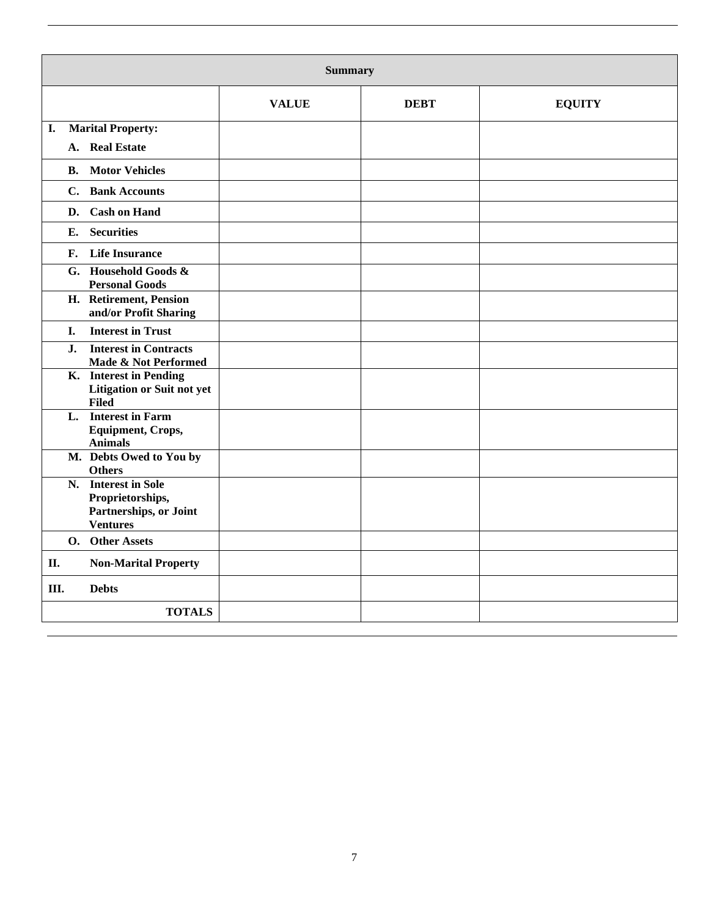| Summary | | | |
|---|---|---|---|
| | **VALUE** | **DEBT** | **EQUITY** |
| **I. Marital Property:** **A. Real Estate** | | | |
| **B. Motor Vehicles** | | | |
| **C. Bank Accounts** | | | |
| **D. Cash on Hand** | | | |
| **E. Securities** | | | |
| **F. Life Insurance** | | | |
| **G. Household Goods & Personal Goods** | | | |
| **H. Retirement, Pension and/or Profit Sharing** | | | |
| **I. Interest in Trust** | | | |
| **J. Interest in Contracts Made & Not Performed** | | | |
| **K. Interest in Pending Litigation or Suit not yet Filed** | | | |
| **L. Interest in Farm Equipment, Crops, Animals** | | | |
| **M. Debts Owed to You by Others** | | | |
| **N. Interest in Sole Proprietorships, Partnerships, or Joint Ventures** | | | |
| **O. Other Assets** | | | |
| **II. Non-Marital Property** | | | |
| **III. Debts** | | | |
| **TOTALS** | | | |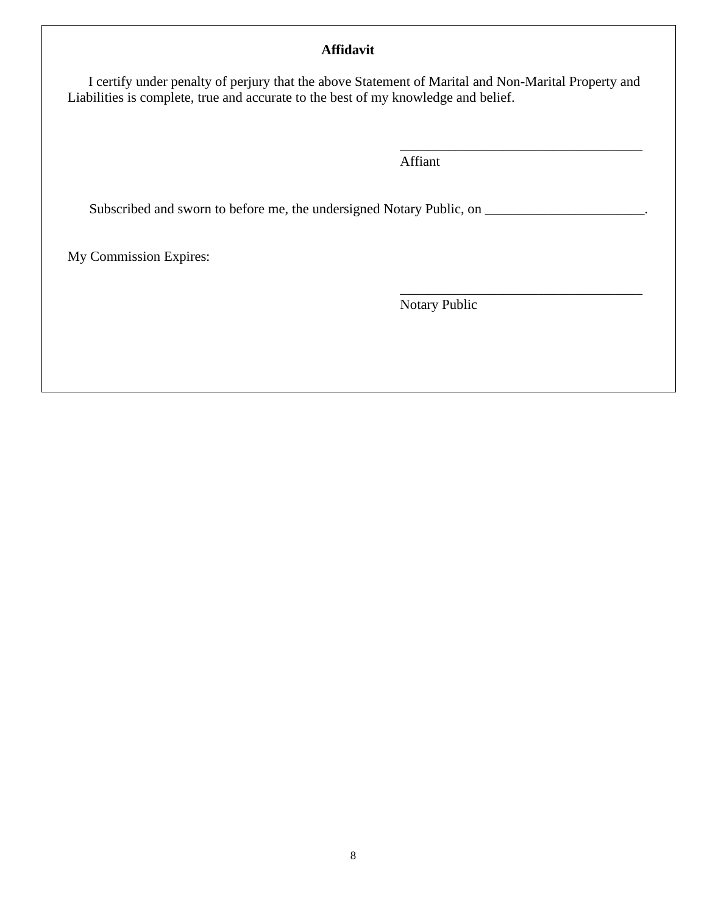**Affidavit**

I certify under penalty of perjury that the above Statement of Marital and Non-Marital Property and Liabilities is complete, true and accurate to the best of my knowledge and belief.

___________________________________
Affiant

Subscribed and sworn to before me, the undersigned Notary Public, on _______________________.

My Commission Expires:

___________________________________
Notary Public